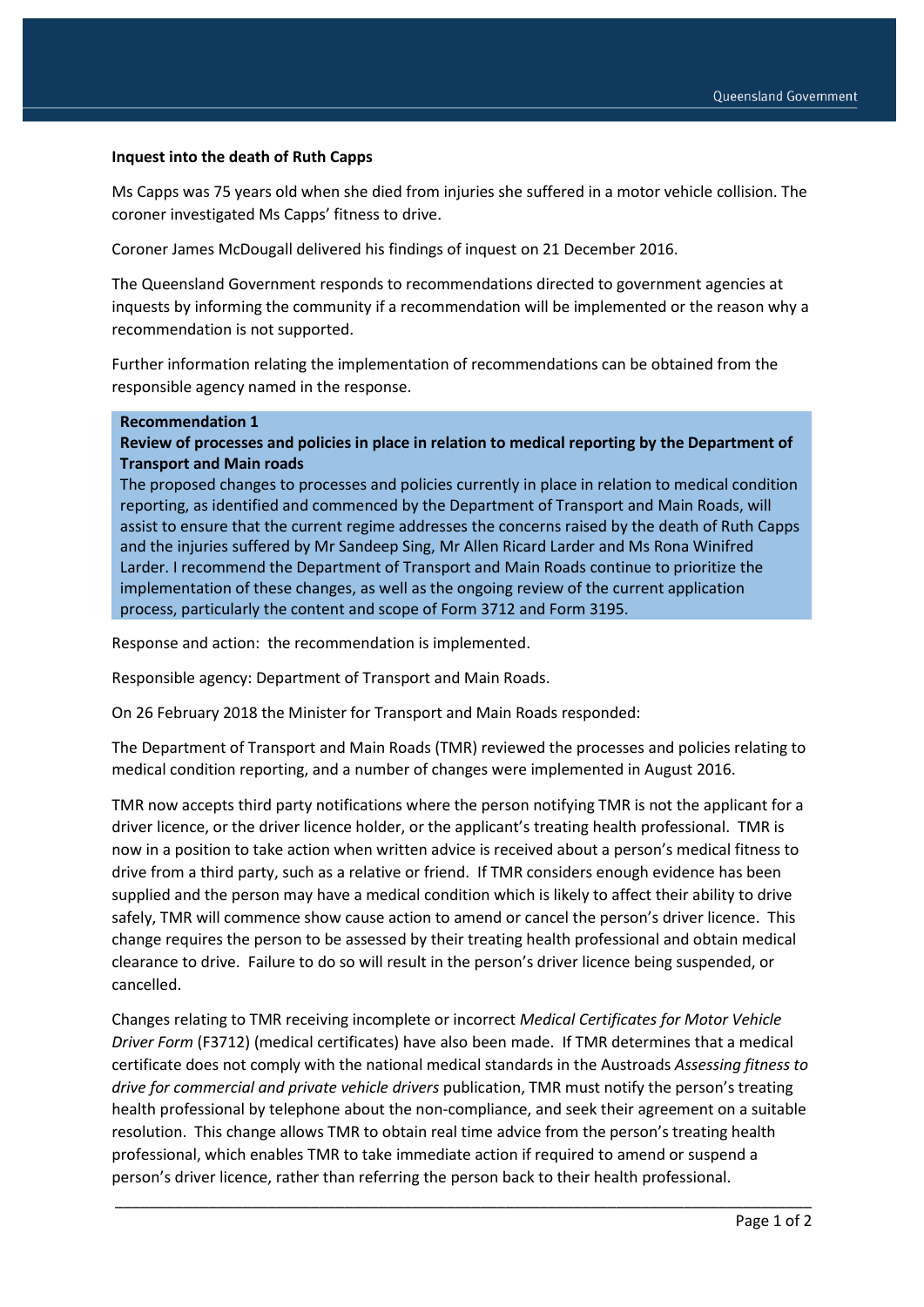**Inquest into the death of Ruth Capps**

Ms Capps was 75 years old when she died from injuries she suffered in a motor vehicle collision. The coroner investigated Ms Capps' fitness to drive.

Coroner James McDougall delivered his findings of inquest on 21 December 2016.

The Queensland Government responds to recommendations directed to government agencies at inquests by informing the community if a recommendation will be implemented or the reason why a recommendation is not supported.

Further information relating the implementation of recommendations can be obtained from the responsible agency named in the response.

**Recommendation 1**

**Review of processes and policies in place in relation to medical reporting by the Department of Transport and Main roads**

The proposed changes to processes and policies currently in place in relation to medical condition reporting, as identified and commenced by the Department of Transport and Main Roads, will assist to ensure that the current regime addresses the concerns raised by the death of Ruth Capps and the injuries suffered by Mr Sandeep Sing, Mr Allen Ricard Larder and Ms Rona Winifred Larder. I recommend the Department of Transport and Main Roads continue to prioritize the implementation of these changes, as well as the ongoing review of the current application process, particularly the content and scope of Form 3712 and Form 3195.

Response and action: the recommendation is implemented.

Responsible agency: Department of Transport and Main Roads.

On 26 February 2018 the Minister for Transport and Main Roads responded:

The Department of Transport and Main Roads (TMR) reviewed the processes and policies relating to medical condition reporting, and a number of changes were implemented in August 2016.

TMR now accepts third party notifications where the person notifying TMR is not the applicant for a driver licence, or the driver licence holder, or the applicant's treating health professional. TMR is now in a position to take action when written advice is received about a person's medical fitness to drive from a third party, such as a relative or friend. If TMR considers enough evidence has been supplied and the person may have a medical condition which is likely to affect their ability to drive safely, TMR will commence show cause action to amend or cancel the person's driver licence. This change requires the person to be assessed by their treating health professional and obtain medical clearance to drive. Failure to do so will result in the person's driver licence being suspended, or cancelled.

Changes relating to TMR receiving incomplete or incorrect *Medical Certificates for Motor Vehicle Driver Form* (F3712) (medical certificates) have also been made. If TMR determines that a medical certificate does not comply with the national medical standards in the Austroads *Assessing fitness to drive for commercial and private vehicle drivers* publication, TMR must notify the person's treating health professional by telephone about the non-compliance, and seek their agreement on a suitable resolution. This change allows TMR to obtain real time advice from the person's treating health professional, which enables TMR to take immediate action if required to amend or suspend a person's driver licence, rather than referring the person back to their health professional.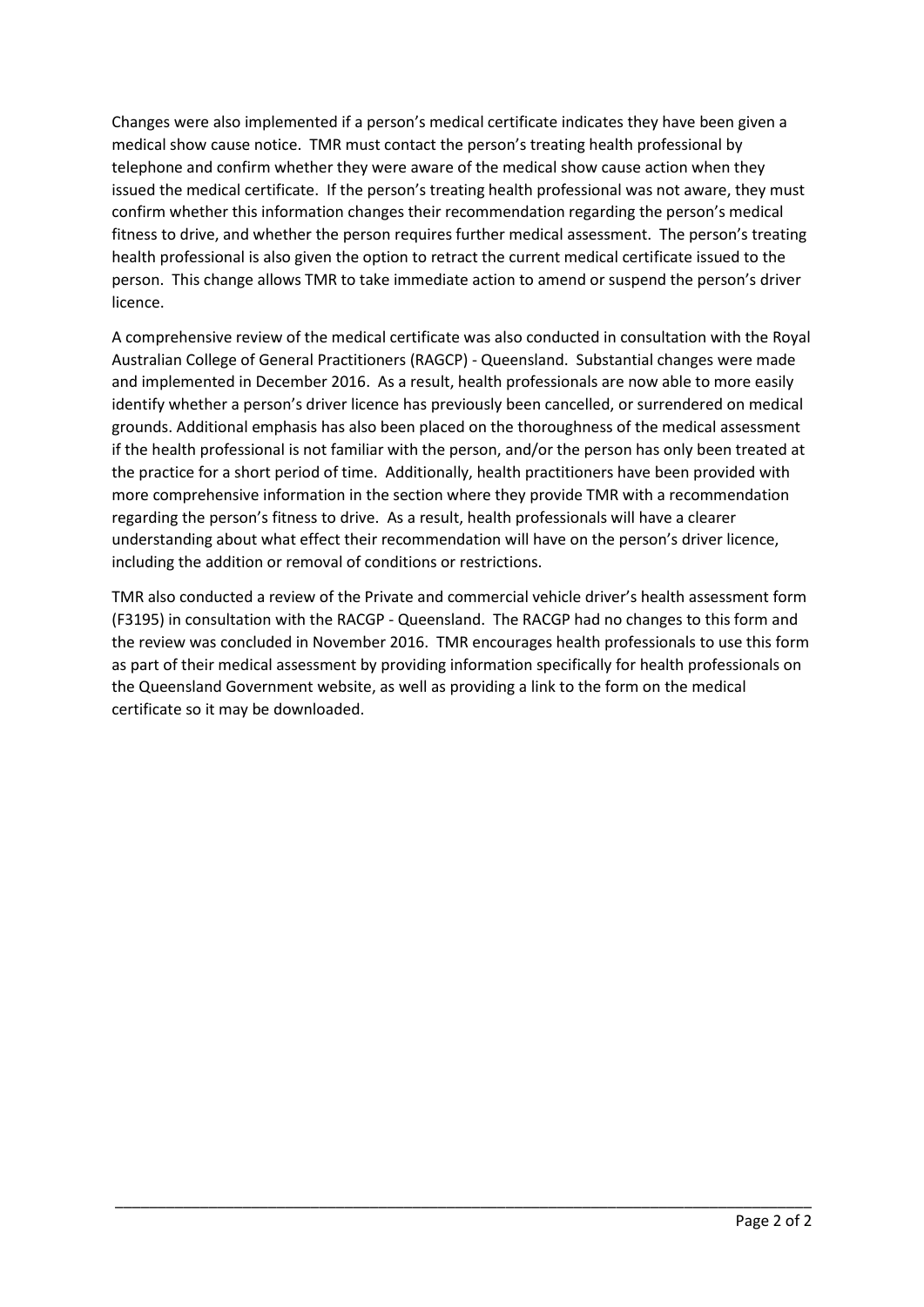Changes were also implemented if a person's medical certificate indicates they have been given a medical show cause notice. TMR must contact the person's treating health professional by telephone and confirm whether they were aware of the medical show cause action when they issued the medical certificate. If the person's treating health professional was not aware, they must confirm whether this information changes their recommendation regarding the person's medical fitness to drive, and whether the person requires further medical assessment. The person's treating health professional is also given the option to retract the current medical certificate issued to the person. This change allows TMR to take immediate action to amend or suspend the person's driver licence.

A comprehensive review of the medical certificate was also conducted in consultation with the Royal Australian College of General Practitioners (RAGCP) - Queensland. Substantial changes were made and implemented in December 2016. As a result, health professionals are now able to more easily identify whether a person's driver licence has previously been cancelled, or surrendered on medical grounds. Additional emphasis has also been placed on the thoroughness of the medical assessment if the health professional is not familiar with the person, and/or the person has only been treated at the practice for a short period of time. Additionally, health practitioners have been provided with more comprehensive information in the section where they provide TMR with a recommendation regarding the person's fitness to drive. As a result, health professionals will have a clearer understanding about what effect their recommendation will have on the person's driver licence, including the addition or removal of conditions or restrictions.

TMR also conducted a review of the Private and commercial vehicle driver's health assessment form (F3195) in consultation with the RACGP - Queensland. The RACGP had no changes to this form and the review was concluded in November 2016. TMR encourages health professionals to use this form as part of their medical assessment by providing information specifically for health professionals on the Queensland Government website, as well as providing a link to the form on the medical certificate so it may be downloaded.